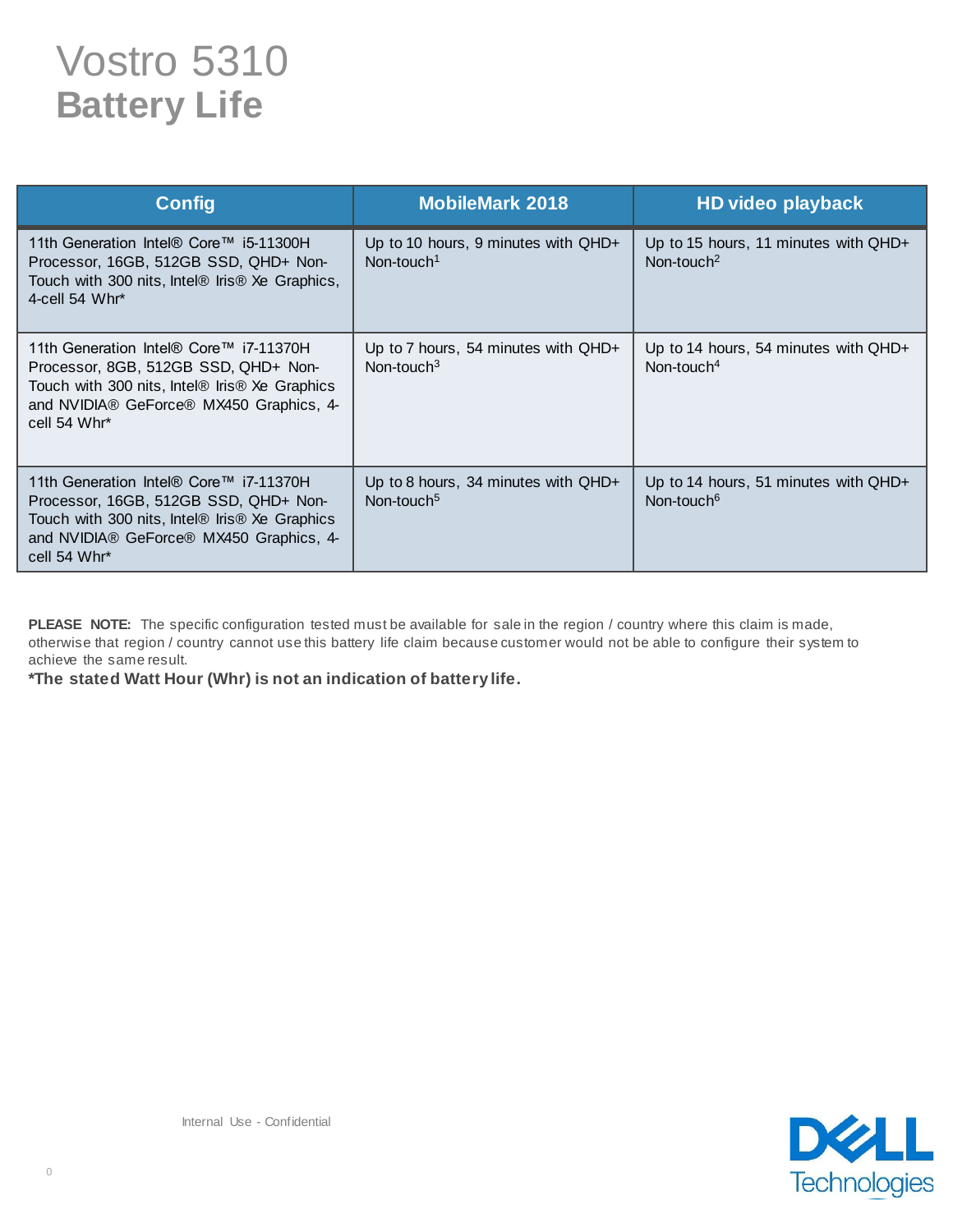# Vostro 5310
## Battery Life

| Config | MobileMark 2018 | HD video playback |
|---|---|---|
| 11th Generation Intel® Core™ i5-11300H Processor, 16GB, 512GB SSD, QHD+ Non-Touch with 300 nits, Intel® Iris® Xe Graphics, 4-cell 54 Whr* | Up to 10 hours, 9 minutes with QHD+ Non-touch[1] | Up to 15 hours, 11 minutes with QHD+ Non-touch[2] |
| 11th Generation Intel® Core™ i7-11370H Processor, 8GB, 512GB SSD, QHD+ Non-Touch with 300 nits, Intel® Iris® Xe Graphics and NVIDIA® GeForce® MX450 Graphics, 4-cell 54 Whr* | Up to 7 hours, 54 minutes with QHD+ Non-touch[3] | Up to 14 hours, 54 minutes with QHD+ Non-touch[4] |
| 11th Generation Intel® Core™ i7-11370H Processor, 16GB, 512GB SSD, QHD+ Non-Touch with 300 nits, Intel® Iris® Xe Graphics and NVIDIA® GeForce® MX450 Graphics, 4-cell 54 Whr* | Up to 8 hours, 34 minutes with QHD+ Non-touch[5] | Up to 14 hours, 51 minutes with QHD+ Non-touch[6] |

**PLEASE NOTE:** The specific configuration tested must be available for sale in the region / country where this claim is made, otherwise that region / country cannot use this battery life claim because customer would not be able to configure their system to achieve the same result.

**\*The stated Watt Hour (Whr) is not an indication of battery life.**

Internal Use - Confidential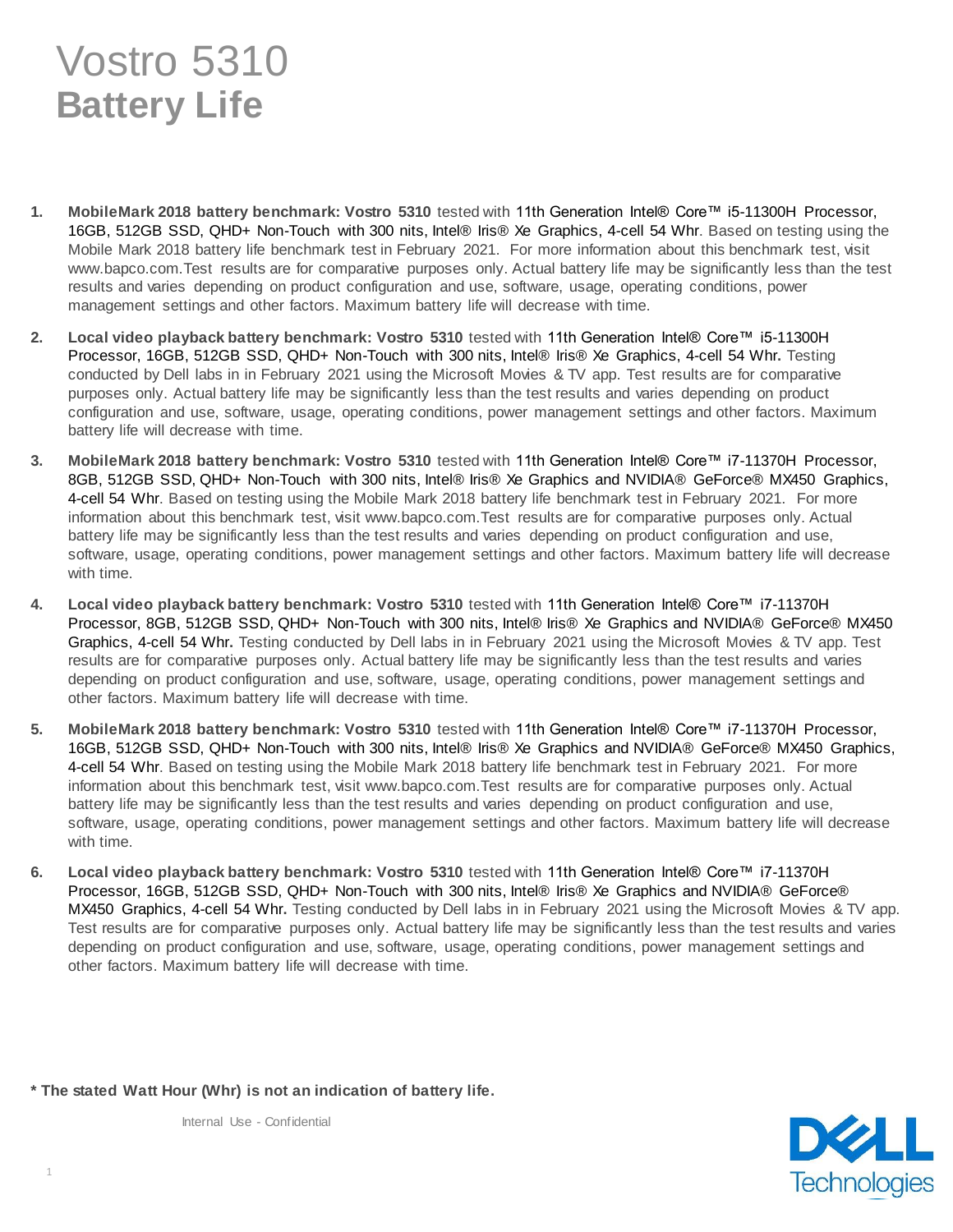# Vostro 5310
## Battery Life

1. **MobileMark 2018 battery benchmark: Vostro 5310** tested with 11th Generation Intel® Core™ i5-11300H Processor, 16GB, 512GB SSD, QHD+ Non-Touch with 300 nits, Intel® Iris® Xe Graphics, 4-cell 54 Whr. Based on testing using the Mobile Mark 2018 battery life benchmark test in February 2021. For more information about this benchmark test, visit www.bapco.com.Test results are for comparative purposes only. Actual battery life may be significantly less than the test results and varies depending on product configuration and use, software, usage, operating conditions, power management settings and other factors. Maximum battery life will decrease with time.

2. **Local video playback battery benchmark: Vostro 5310** tested with 11th Generation Intel® Core™ i5-11300H Processor, 16GB, 512GB SSD, QHD+ Non-Touch with 300 nits, Intel® Iris® Xe Graphics, 4-cell 54 Whr. Testing conducted by Dell labs in in February 2021 using the Microsoft Movies & TV app. Test results are for comparative purposes only. Actual battery life may be significantly less than the test results and varies depending on product configuration and use, software, usage, operating conditions, power management settings and other factors. Maximum battery life will decrease with time.

3. **MobileMark 2018 battery benchmark: Vostro 5310** tested with 11th Generation Intel® Core™ i7-11370H Processor, 8GB, 512GB SSD, QHD+ Non-Touch with 300 nits, Intel® Iris® Xe Graphics and NVIDIA® GeForce® MX450 Graphics, 4-cell 54 Whr. Based on testing using the Mobile Mark 2018 battery life benchmark test in February 2021. For more information about this benchmark test, visit www.bapco.com.Test results are for comparative purposes only. Actual battery life may be significantly less than the test results and varies depending on product configuration and use, software, usage, operating conditions, power management settings and other factors. Maximum battery life will decrease with time.

4. **Local video playback battery benchmark: Vostro 5310** tested with 11th Generation Intel® Core™ i7-11370H Processor, 8GB, 512GB SSD, QHD+ Non-Touch with 300 nits, Intel® Iris® Xe Graphics and NVIDIA® GeForce® MX450 Graphics, 4-cell 54 Whr. Testing conducted by Dell labs in in February 2021 using the Microsoft Movies & TV app. Test results are for comparative purposes only. Actual battery life may be significantly less than the test results and varies depending on product configuration and use, software, usage, operating conditions, power management settings and other factors. Maximum battery life will decrease with time.

5. **MobileMark 2018 battery benchmark: Vostro 5310** tested with 11th Generation Intel® Core™ i7-11370H Processor, 16GB, 512GB SSD, QHD+ Non-Touch with 300 nits, Intel® Iris® Xe Graphics and NVIDIA® GeForce® MX450 Graphics, 4-cell 54 Whr. Based on testing using the Mobile Mark 2018 battery life benchmark test in February 2021. For more information about this benchmark test, visit www.bapco.com.Test results are for comparative purposes only. Actual battery life may be significantly less than the test results and varies depending on product configuration and use, software, usage, operating conditions, power management settings and other factors. Maximum battery life will decrease with time.

6. **Local video playback battery benchmark: Vostro 5310** tested with 11th Generation Intel® Core™ i7-11370H Processor, 16GB, 512GB SSD, QHD+ Non-Touch with 300 nits, Intel® Iris® Xe Graphics and NVIDIA® GeForce® MX450 Graphics, 4-cell 54 Whr. Testing conducted by Dell labs in in February 2021 using the Microsoft Movies & TV app. Test results are for comparative purposes only. Actual battery life may be significantly less than the test results and varies depending on product configuration and use, software, usage, operating conditions, power management settings and other factors. Maximum battery life will decrease with time.

**\* The stated Watt Hour (Whr) is not an indication of battery life.**

Internal Use - Confidential